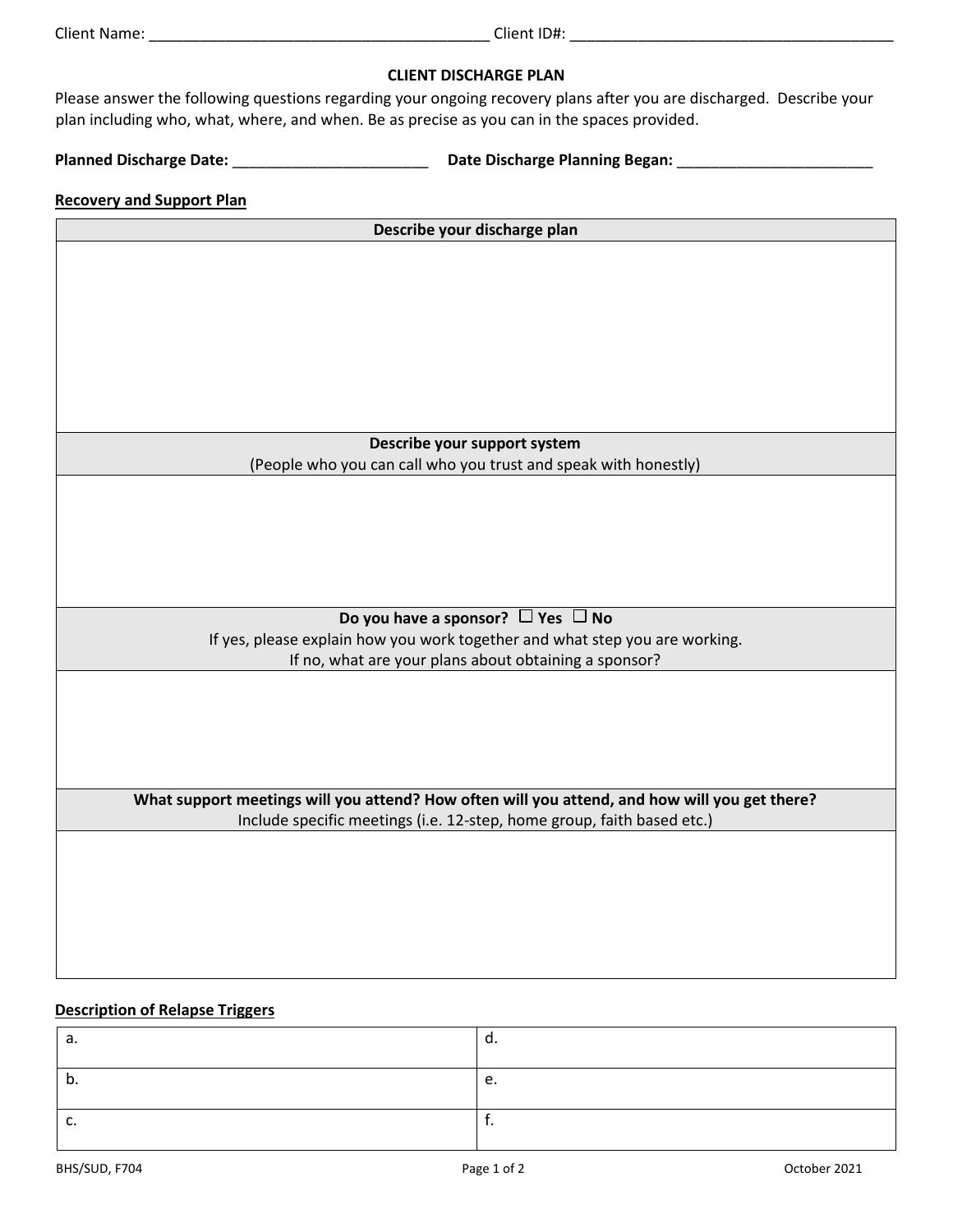Client Name: _______________________________________ Client ID#: _______________________________________

# CLIENT DISCHARGE PLAN

Please answer the following questions regarding your ongoing recovery plans after you are discharged. Describe your plan including who, what, where, and when. Be as precise as you can in the spaces provided.

**Planned Discharge Date:** _______________________ **Date Discharge Planning Began:** _______________________

## Recovery and Support Plan

| **Describe your discharge plan** |
|---|
| |
| **Describe your support system**<br>(People who you can call who you trust and speak with honestly) |
| |
| **Do you have a sponsor? ☐ Yes ☐ No**<br>If yes, please explain how you work together and what step you are working.<br>If no, what are your plans about obtaining a sponsor? |
| |
| **What support meetings will you attend? How often will you attend, and how will you get there?**<br>Include specific meetings (i.e. 12-step, home group, faith based etc.) |
| |

## Description of Relapse Triggers

| | |
|---|---|
| a. | d. |
| b. | e. |
| c. | f. |

BHS/SUD, F704 October 2021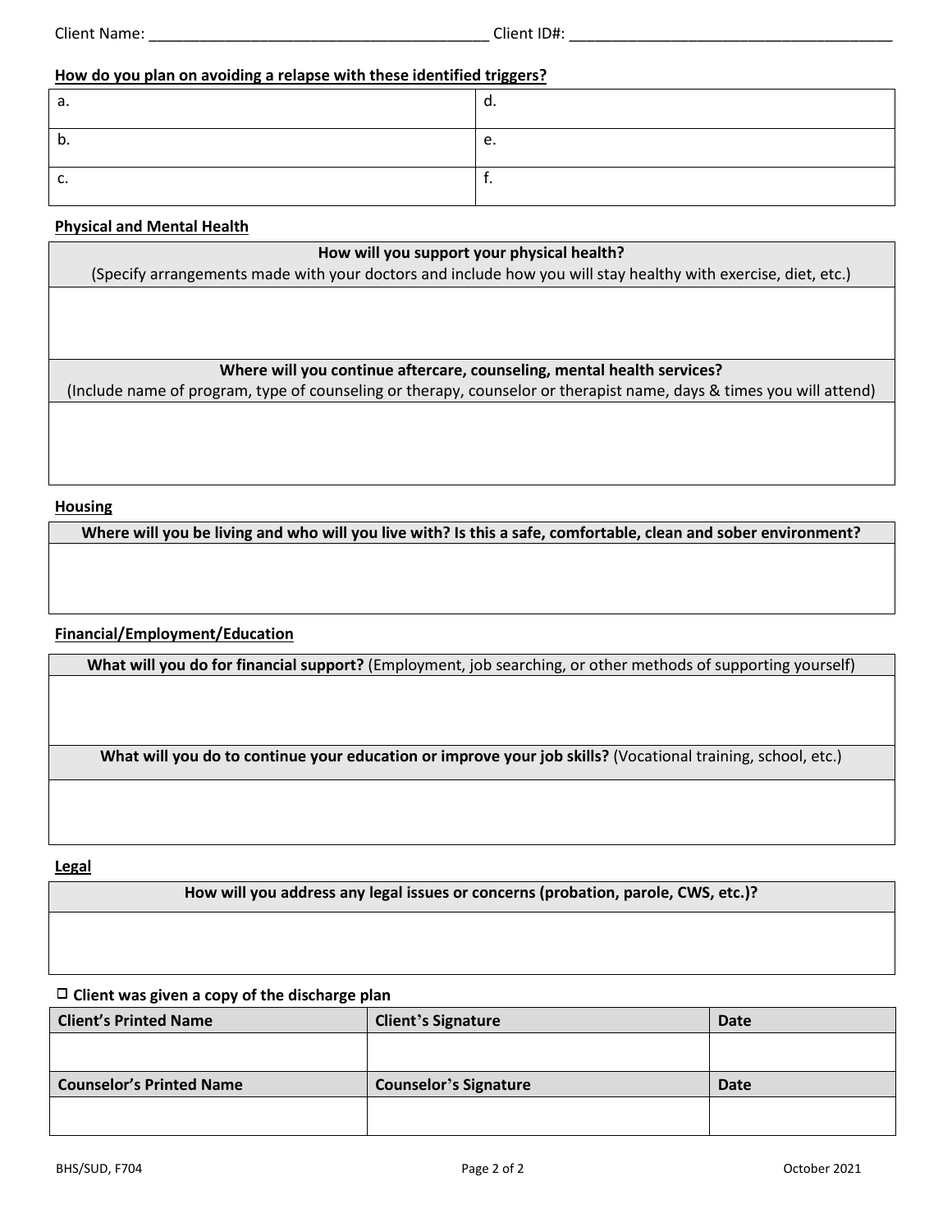Client Name: ________________________________________ Client ID#: ______________________________________

**How do you plan on avoiding a relapse with these identified triggers?**

| | |
|---|---|
| a. | d. |
| b. | e. |
| c. | f. |

**Physical and Mental Health**

| **How will you support your physical health?** (Specify arrangements made with your doctors and include how you will stay healthy with exercise, diet, etc.) |
|---|
| |
| **Where will you continue aftercare, counseling, mental health services?** (Include name of program, type of counseling or therapy, counselor or therapist name, days & times you will attend) |
| |

**Housing**

| **Where will you be living and who will you live with? Is this a safe, comfortable, clean and sober environment?** |
|---|
| |

**Financial/Employment/Education**

| **What will you do for financial support?** (Employment, job searching, or other methods of supporting yourself) |
|---|
| |
| **What will you do to continue your education or improve your job skills?** (Vocational training, school, etc.) |
| |

**Legal**

| **How will you address any legal issues or concerns (probation, parole, CWS, etc.)?** |
|---|
| |

☐ **Client was given a copy of the discharge plan**

| **Client's Printed Name** | **Client's Signature** | **Date** |
|---|---|---|
| | | |
| **Counselor's Printed Name** | **Counselor's Signature** | **Date** |
| | | |

BHS/SUD, F704 October 2021